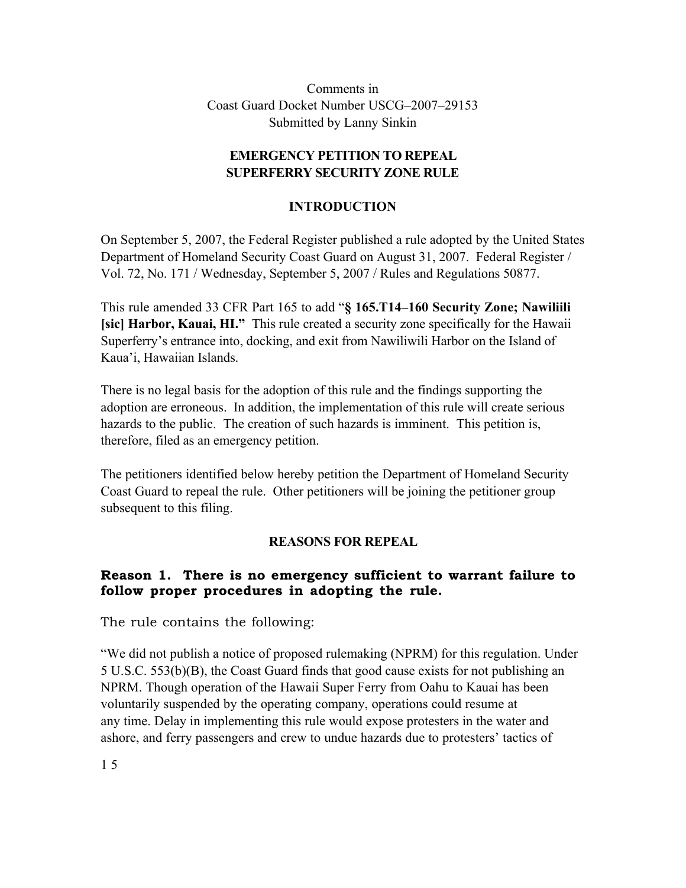Comments in
Coast Guard Docket Number USCG–2007–29153
Submitted by Lanny Sinkin

# EMERGENCY PETITION TO REPEAL SUPERFERRY SECURITY ZONE RULE

## INTRODUCTION

On September 5, 2007, the Federal Register published a rule adopted by the United States Department of Homeland Security Coast Guard on August 31, 2007. Federal Register / Vol. 72, No. 171 / Wednesday, September 5, 2007 / Rules and Regulations 50877.

This rule amended 33 CFR Part 165 to add "**§ 165.T14–160 Security Zone; Nawiliili [sic] Harbor, Kauai, HI.**" This rule created a security zone specifically for the Hawaii Superferry's entrance into, docking, and exit from Nawiliwili Harbor on the Island of Kaua'i, Hawaiian Islands.

There is no legal basis for the adoption of this rule and the findings supporting the adoption are erroneous. In addition, the implementation of this rule will create serious hazards to the public. The creation of such hazards is imminent. This petition is, therefore, filed as an emergency petition.

The petitioners identified below hereby petition the Department of Homeland Security Coast Guard to repeal the rule. Other petitioners will be joining the petitioner group subsequent to this filing.

## REASONS FOR REPEAL

### Reason 1. There is no emergency sufficient to warrant failure to follow proper procedures in adopting the rule.

The rule contains the following:

"We did not publish a notice of proposed rulemaking (NPRM) for this regulation. Under 5 U.S.C. 553(b)(B), the Coast Guard finds that good cause exists for not publishing an NPRM. Though operation of the Hawaii Super Ferry from Oahu to Kauai has been voluntarily suspended by the operating company, operations could resume at any time. Delay in implementing this rule would expose protesters in the water and ashore, and ferry passengers and crew to undue hazards due to protesters' tactics of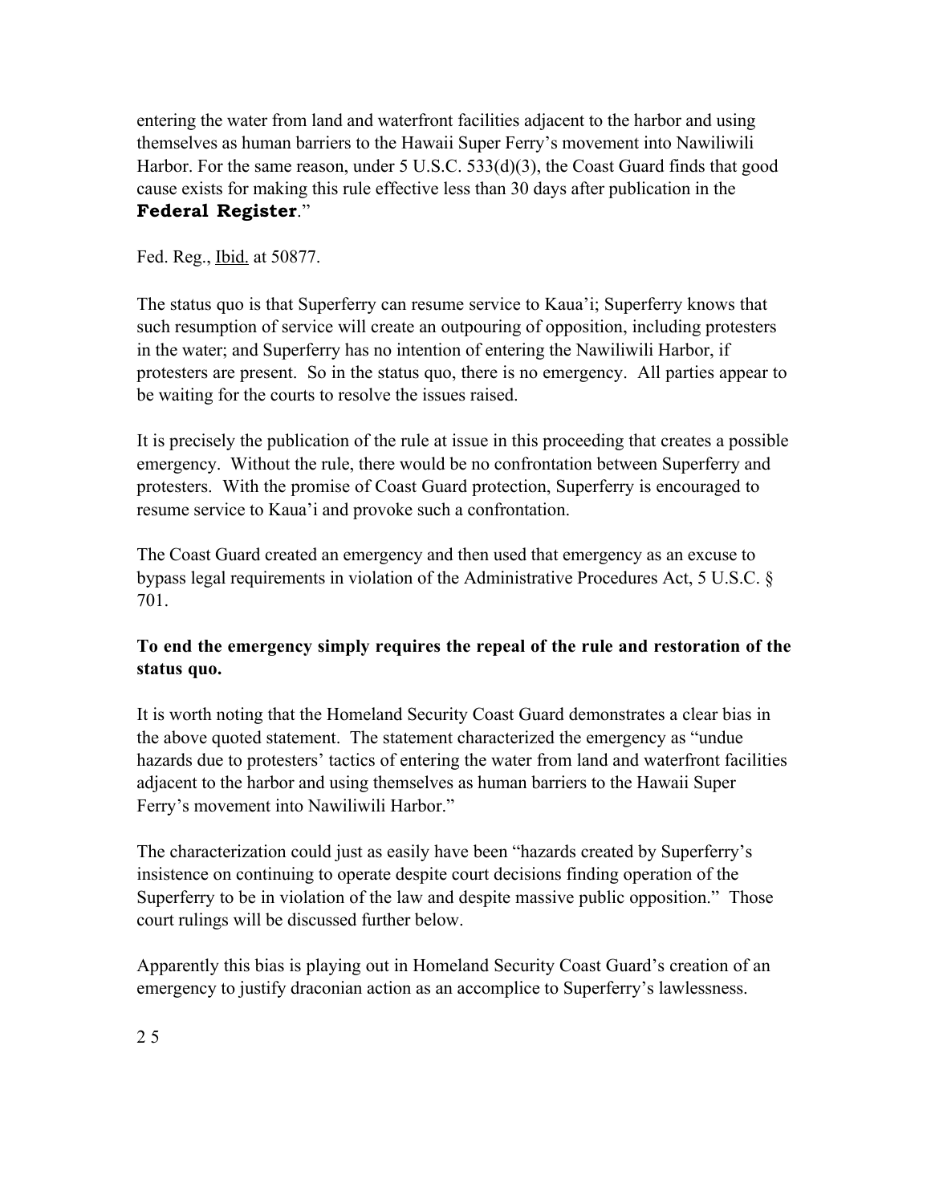entering the water from land and waterfront facilities adjacent to the harbor and using themselves as human barriers to the Hawaii Super Ferry's movement into Nawiliwili Harbor. For the same reason, under 5 U.S.C. 533(d)(3), the Coast Guard finds that good cause exists for making this rule effective less than 30 days after publication in the **Federal Register**."

Fed. Reg., Ibid. at 50877.

The status quo is that Superferry can resume service to Kaua'i; Superferry knows that such resumption of service will create an outpouring of opposition, including protesters in the water; and Superferry has no intention of entering the Nawiliwili Harbor, if protesters are present. So in the status quo, there is no emergency. All parties appear to be waiting for the courts to resolve the issues raised.

It is precisely the publication of the rule at issue in this proceeding that creates a possible emergency. Without the rule, there would be no confrontation between Superferry and protesters. With the promise of Coast Guard protection, Superferry is encouraged to resume service to Kaua'i and provoke such a confrontation.

The Coast Guard created an emergency and then used that emergency as an excuse to bypass legal requirements in violation of the Administrative Procedures Act, 5 U.S.C. § 701.

**To end the emergency simply requires the repeal of the rule and restoration of the status quo.**

It is worth noting that the Homeland Security Coast Guard demonstrates a clear bias in the above quoted statement. The statement characterized the emergency as "undue hazards due to protesters' tactics of entering the water from land and waterfront facilities adjacent to the harbor and using themselves as human barriers to the Hawaii Super Ferry's movement into Nawiliwili Harbor."

The characterization could just as easily have been "hazards created by Superferry's insistence on continuing to operate despite court decisions finding operation of the Superferry to be in violation of the law and despite massive public opposition." Those court rulings will be discussed further below.

Apparently this bias is playing out in Homeland Security Coast Guard's creation of an emergency to justify draconian action as an accomplice to Superferry's lawlessness.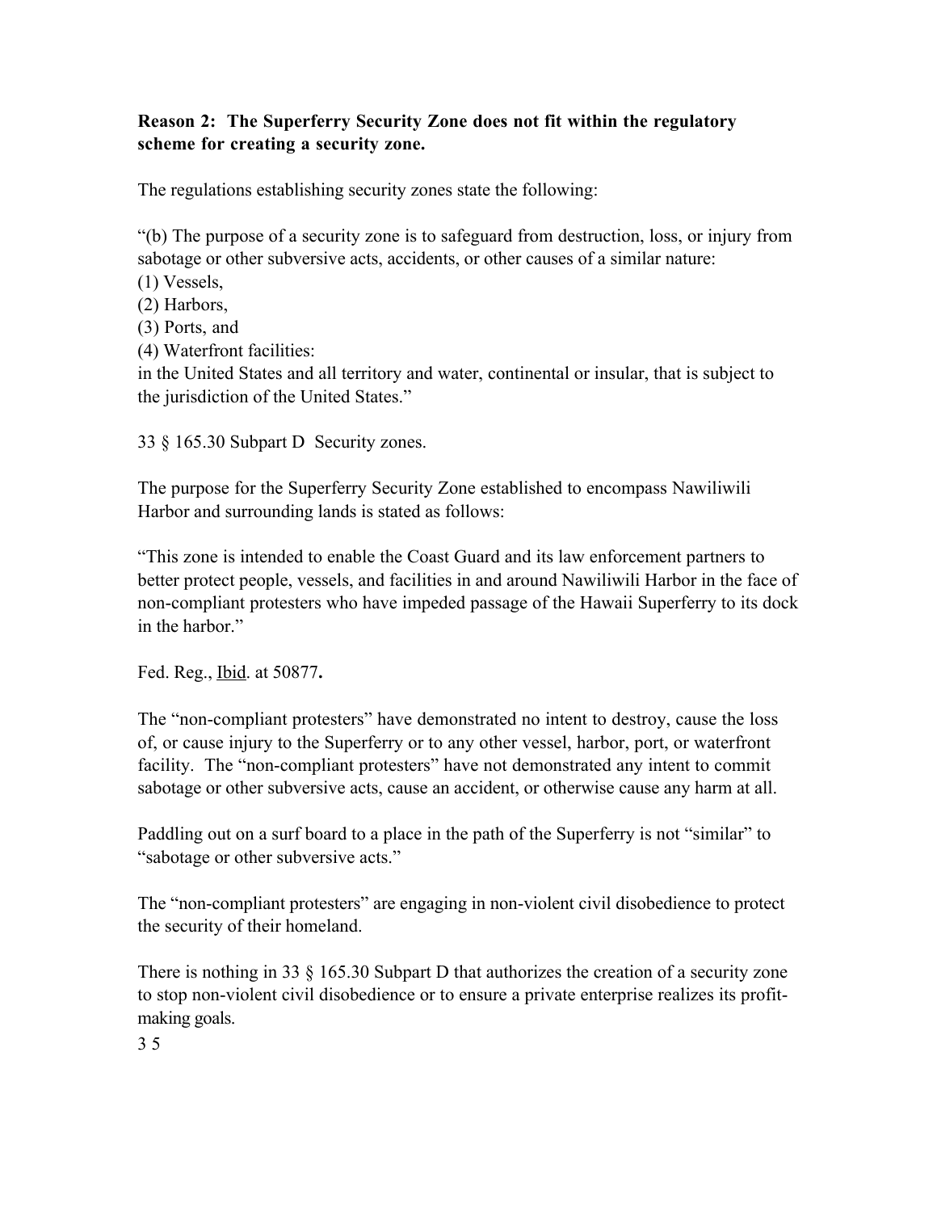**Reason 2: The Superferry Security Zone does not fit within the regulatory scheme for creating a security zone.**

The regulations establishing security zones state the following:

"(b) The purpose of a security zone is to safeguard from destruction, loss, or injury from sabotage or other subversive acts, accidents, or other causes of a similar nature:
(1) Vessels,
(2) Harbors,
(3) Ports, and
(4) Waterfront facilities:
in the United States and all territory and water, continental or insular, that is subject to the jurisdiction of the United States."

33 § 165.30 Subpart D Security zones.

The purpose for the Superferry Security Zone established to encompass Nawiliwili Harbor and surrounding lands is stated as follows:

"This zone is intended to enable the Coast Guard and its law enforcement partners to better protect people, vessels, and facilities in and around Nawiliwili Harbor in the face of non-compliant protesters who have impeded passage of the Hawaii Superferry to its dock in the harbor."

Fed. Reg., Ibid. at 50877**.**

The "non-compliant protesters" have demonstrated no intent to destroy, cause the loss of, or cause injury to the Superferry or to any other vessel, harbor, port, or waterfront facility. The "non-compliant protesters" have not demonstrated any intent to commit sabotage or other subversive acts, cause an accident, or otherwise cause any harm at all.

Paddling out on a surf board to a place in the path of the Superferry is not "similar" to "sabotage or other subversive acts."

The "non-compliant protesters" are engaging in non-violent civil disobedience to protect the security of their homeland.

There is nothing in 33 § 165.30 Subpart D that authorizes the creation of a security zone to stop non-violent civil disobedience or to ensure a private enterprise realizes its profit-making goals.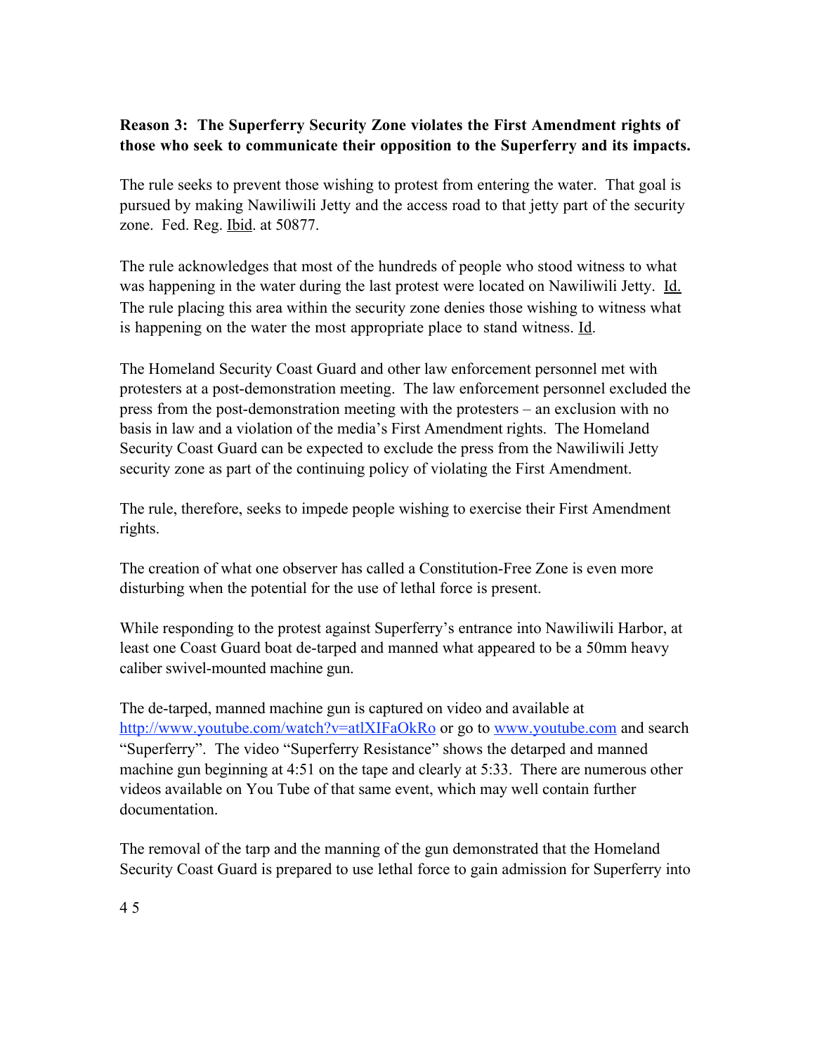**Reason 3: The Superferry Security Zone violates the First Amendment rights of those who seek to communicate their opposition to the Superferry and its impacts.**

The rule seeks to prevent those wishing to protest from entering the water. That goal is pursued by making Nawiliwili Jetty and the access road to that jetty part of the security zone. Fed. Reg. Ibid. at 50877.

The rule acknowledges that most of the hundreds of people who stood witness to what was happening in the water during the last protest were located on Nawiliwili Jetty. Id. The rule placing this area within the security zone denies those wishing to witness what is happening on the water the most appropriate place to stand witness. Id.

The Homeland Security Coast Guard and other law enforcement personnel met with protesters at a post-demonstration meeting. The law enforcement personnel excluded the press from the post-demonstration meeting with the protesters – an exclusion with no basis in law and a violation of the media's First Amendment rights. The Homeland Security Coast Guard can be expected to exclude the press from the Nawiliwili Jetty security zone as part of the continuing policy of violating the First Amendment.

The rule, therefore, seeks to impede people wishing to exercise their First Amendment rights.

The creation of what one observer has called a Constitution-Free Zone is even more disturbing when the potential for the use of lethal force is present.

While responding to the protest against Superferry's entrance into Nawiliwili Harbor, at least one Coast Guard boat de-tarped and manned what appeared to be a 50mm heavy caliber swivel-mounted machine gun.

The de-tarped, manned machine gun is captured on video and available at http://www.youtube.com/watch?v=atlXIFaOkRo or go to www.youtube.com and search "Superferry". The video "Superferry Resistance" shows the detarped and manned machine gun beginning at 4:51 on the tape and clearly at 5:33. There are numerous other videos available on You Tube of that same event, which may well contain further documentation.

The removal of the tarp and the manning of the gun demonstrated that the Homeland Security Coast Guard is prepared to use lethal force to gain admission for Superferry into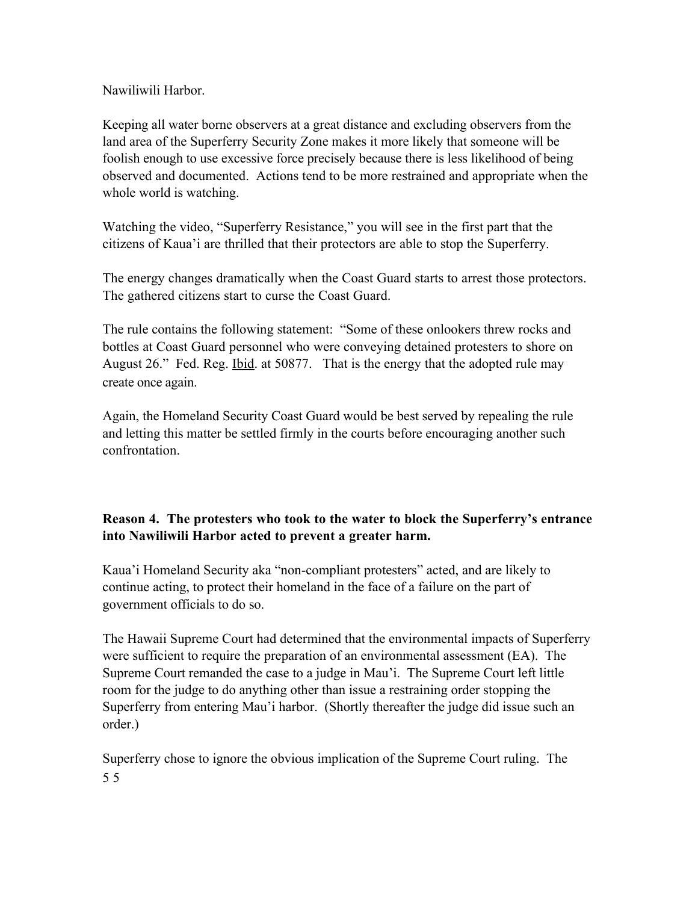Nawiliwili Harbor.

Keeping all water borne observers at a great distance and excluding observers from the land area of the Superferry Security Zone makes it more likely that someone will be foolish enough to use excessive force precisely because there is less likelihood of being observed and documented. Actions tend to be more restrained and appropriate when the whole world is watching.

Watching the video, "Superferry Resistance," you will see in the first part that the citizens of Kaua'i are thrilled that their protectors are able to stop the Superferry.

The energy changes dramatically when the Coast Guard starts to arrest those protectors. The gathered citizens start to curse the Coast Guard.

The rule contains the following statement: "Some of these onlookers threw rocks and bottles at Coast Guard personnel who were conveying detained protesters to shore on August 26." Fed. Reg. Ibid. at 50877. That is the energy that the adopted rule may create once again.

Again, the Homeland Security Coast Guard would be best served by repealing the rule and letting this matter be settled firmly in the courts before encouraging another such confrontation.

**Reason 4. The protesters who took to the water to block the Superferry's entrance into Nawiliwili Harbor acted to prevent a greater harm.**

Kaua'i Homeland Security aka "non-compliant protesters" acted, and are likely to continue acting, to protect their homeland in the face of a failure on the part of government officials to do so.

The Hawaii Supreme Court had determined that the environmental impacts of Superferry were sufficient to require the preparation of an environmental assessment (EA). The Supreme Court remanded the case to a judge in Mau'i. The Supreme Court left little room for the judge to do anything other than issue a restraining order stopping the Superferry from entering Mau'i harbor. (Shortly thereafter the judge did issue such an order.)

Superferry chose to ignore the obvious implication of the Supreme Court ruling. The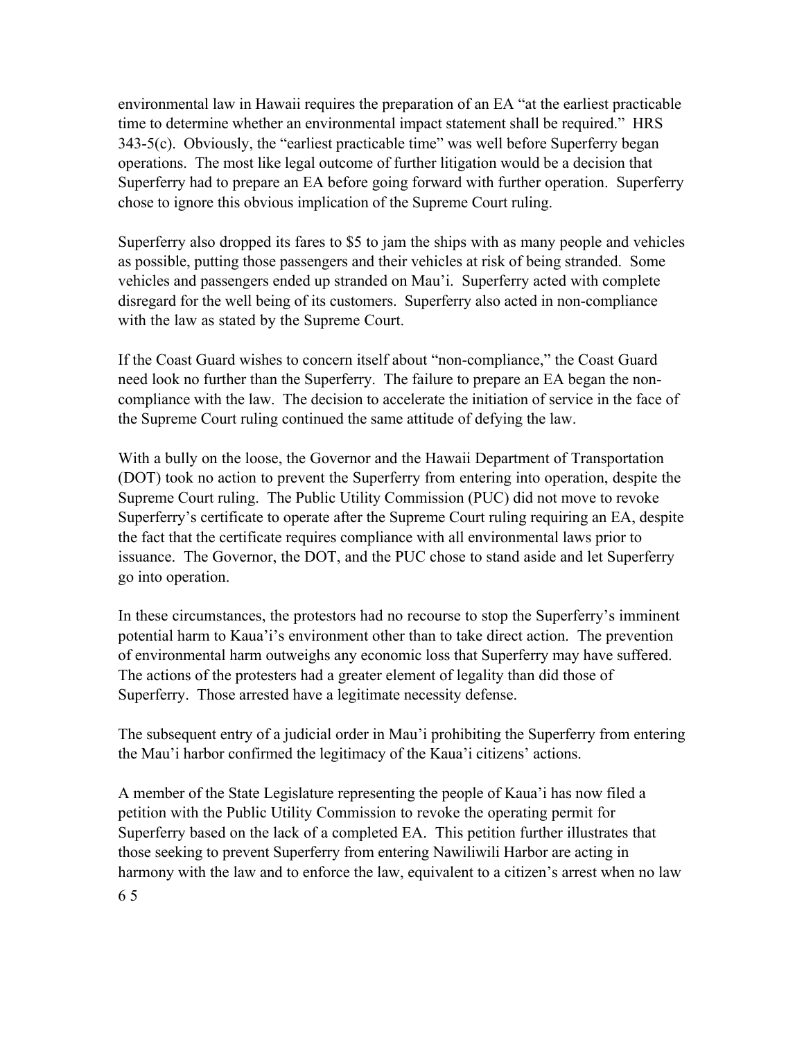environmental law in Hawaii requires the preparation of an EA "at the earliest practicable time to determine whether an environmental impact statement shall be required." HRS 343-5(c). Obviously, the "earliest practicable time" was well before Superferry began operations. The most like legal outcome of further litigation would be a decision that Superferry had to prepare an EA before going forward with further operation. Superferry chose to ignore this obvious implication of the Supreme Court ruling.

Superferry also dropped its fares to $5 to jam the ships with as many people and vehicles as possible, putting those passengers and their vehicles at risk of being stranded. Some vehicles and passengers ended up stranded on Mau'i. Superferry acted with complete disregard for the well being of its customers. Superferry also acted in non-compliance with the law as stated by the Supreme Court.

If the Coast Guard wishes to concern itself about "non-compliance," the Coast Guard need look no further than the Superferry. The failure to prepare an EA began the non-compliance with the law. The decision to accelerate the initiation of service in the face of the Supreme Court ruling continued the same attitude of defying the law.

With a bully on the loose, the Governor and the Hawaii Department of Transportation (DOT) took no action to prevent the Superferry from entering into operation, despite the Supreme Court ruling. The Public Utility Commission (PUC) did not move to revoke Superferry's certificate to operate after the Supreme Court ruling requiring an EA, despite the fact that the certificate requires compliance with all environmental laws prior to issuance. The Governor, the DOT, and the PUC chose to stand aside and let Superferry go into operation.

In these circumstances, the protestors had no recourse to stop the Superferry's imminent potential harm to Kaua'i's environment other than to take direct action. The prevention of environmental harm outweighs any economic loss that Superferry may have suffered. The actions of the protesters had a greater element of legality than did those of Superferry. Those arrested have a legitimate necessity defense.

The subsequent entry of a judicial order in Mau'i prohibiting the Superferry from entering the Mau'i harbor confirmed the legitimacy of the Kaua'i citizens' actions.

A member of the State Legislature representing the people of Kaua'i has now filed a petition with the Public Utility Commission to revoke the operating permit for Superferry based on the lack of a completed EA. This petition further illustrates that those seeking to prevent Superferry from entering Nawiliwili Harbor are acting in harmony with the law and to enforce the law, equivalent to a citizen's arrest when no law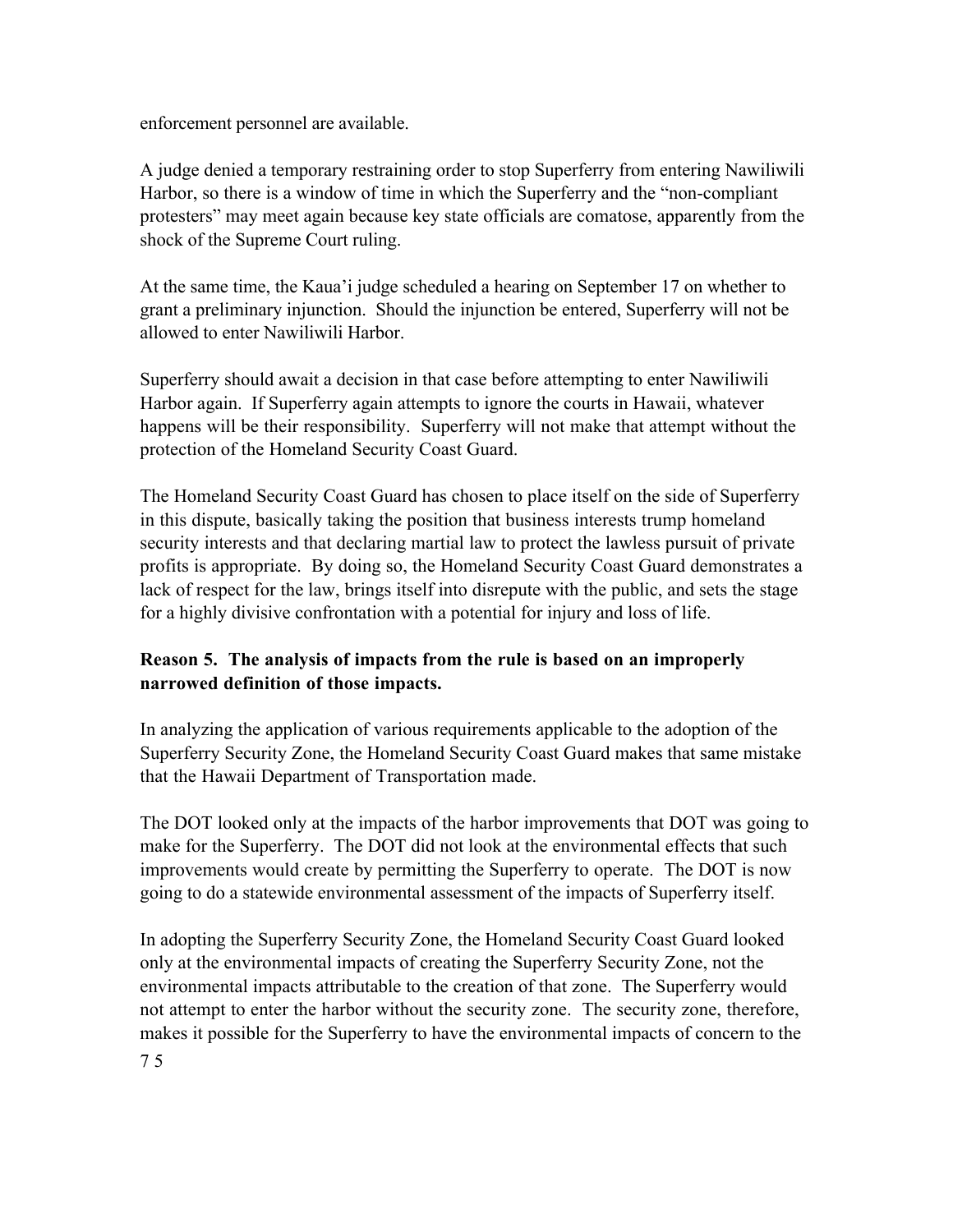enforcement personnel are available.

A judge denied a temporary restraining order to stop Superferry from entering Nawiliwili Harbor, so there is a window of time in which the Superferry and the "non-compliant protesters" may meet again because key state officials are comatose, apparently from the shock of the Supreme Court ruling.

At the same time, the Kaua'i judge scheduled a hearing on September 17 on whether to grant a preliminary injunction. Should the injunction be entered, Superferry will not be allowed to enter Nawiliwili Harbor.

Superferry should await a decision in that case before attempting to enter Nawiliwili Harbor again. If Superferry again attempts to ignore the courts in Hawaii, whatever happens will be their responsibility. Superferry will not make that attempt without the protection of the Homeland Security Coast Guard.

The Homeland Security Coast Guard has chosen to place itself on the side of Superferry in this dispute, basically taking the position that business interests trump homeland security interests and that declaring martial law to protect the lawless pursuit of private profits is appropriate. By doing so, the Homeland Security Coast Guard demonstrates a lack of respect for the law, brings itself into disrepute with the public, and sets the stage for a highly divisive confrontation with a potential for injury and loss of life.

**Reason 5. The analysis of impacts from the rule is based on an improperly narrowed definition of those impacts.**

In analyzing the application of various requirements applicable to the adoption of the Superferry Security Zone, the Homeland Security Coast Guard makes that same mistake that the Hawaii Department of Transportation made.

The DOT looked only at the impacts of the harbor improvements that DOT was going to make for the Superferry. The DOT did not look at the environmental effects that such improvements would create by permitting the Superferry to operate. The DOT is now going to do a statewide environmental assessment of the impacts of Superferry itself.

In adopting the Superferry Security Zone, the Homeland Security Coast Guard looked only at the environmental impacts of creating the Superferry Security Zone, not the environmental impacts attributable to the creation of that zone. The Superferry would not attempt to enter the harbor without the security zone. The security zone, therefore, makes it possible for the Superferry to have the environmental impacts of concern to the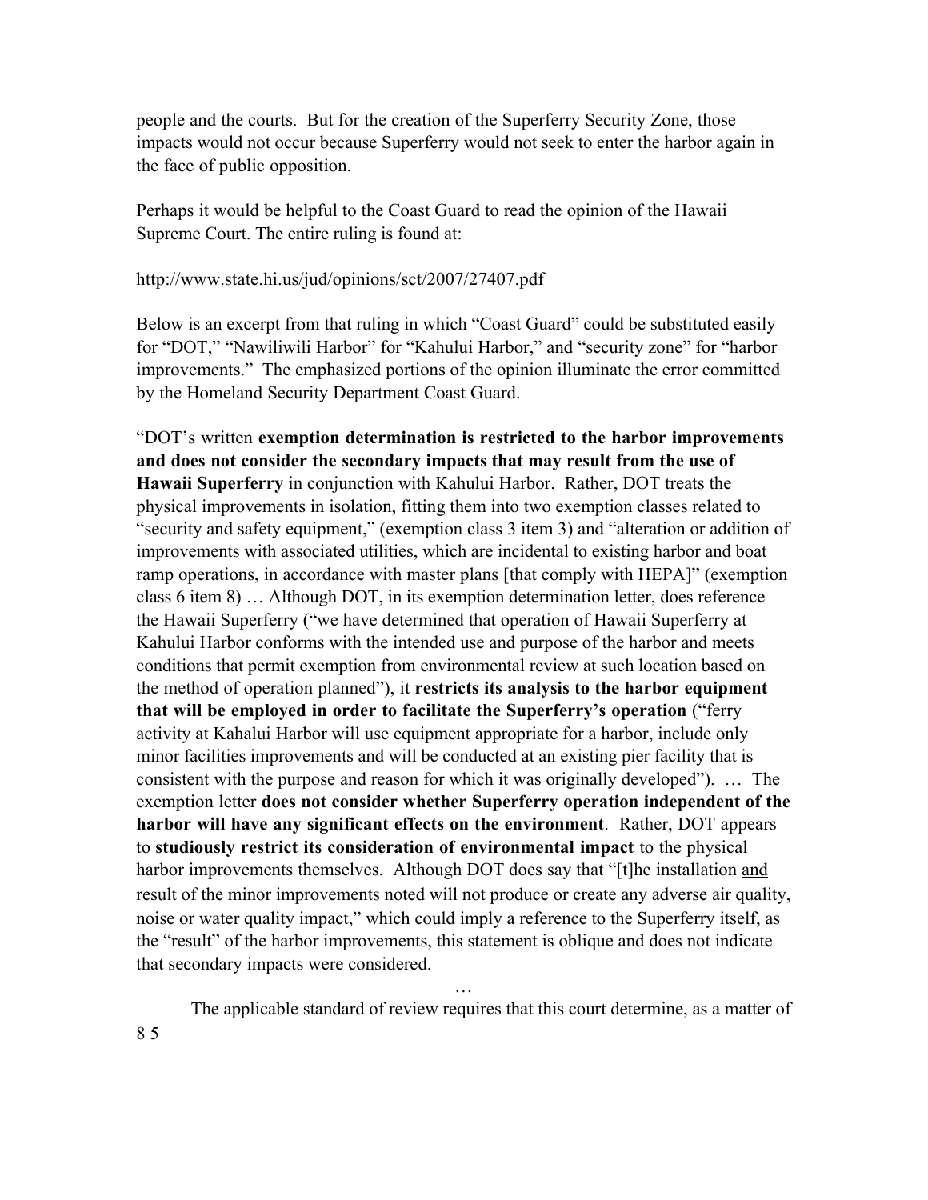people and the courts. But for the creation of the Superferry Security Zone, those impacts would not occur because Superferry would not seek to enter the harbor again in the face of public opposition.

Perhaps it would be helpful to the Coast Guard to read the opinion of the Hawaii Supreme Court. The entire ruling is found at:

http://www.state.hi.us/jud/opinions/sct/2007/27407.pdf

Below is an excerpt from that ruling in which "Coast Guard" could be substituted easily for "DOT," "Nawiliwili Harbor" for "Kahului Harbor," and "security zone" for "harbor improvements." The emphasized portions of the opinion illuminate the error committed by the Homeland Security Department Coast Guard.

"DOT's written **exemption determination is restricted to the harbor improvements and does not consider the secondary impacts that may result from the use of Hawaii Superferry** in conjunction with Kahului Harbor. Rather, DOT treats the physical improvements in isolation, fitting them into two exemption classes related to "security and safety equipment," (exemption class 3 item 3) and "alteration or addition of improvements with associated utilities, which are incidental to existing harbor and boat ramp operations, in accordance with master plans [that comply with HEPA]" (exemption class 6 item 8) … Although DOT, in its exemption determination letter, does reference the Hawaii Superferry ("we have determined that operation of Hawaii Superferry at Kahului Harbor conforms with the intended use and purpose of the harbor and meets conditions that permit exemption from environmental review at such location based on the method of operation planned"), it **restricts its analysis to the harbor equipment that will be employed in order to facilitate the Superferry's operation** ("ferry activity at Kahalui Harbor will use equipment appropriate for a harbor, include only minor facilities improvements and will be conducted at an existing pier facility that is consistent with the purpose and reason for which it was originally developed"). … The exemption letter **does not consider whether Superferry operation independent of the harbor will have any significant effects on the environment**. Rather, DOT appears to **studiously restrict its consideration of environmental impact** to the physical harbor improvements themselves. Although DOT does say that "[t]he installation <u>and result</u> of the minor improvements noted will not produce or create any adverse air quality, noise or water quality impact," which could imply a reference to the Superferry itself, as the "result" of the harbor improvements, this statement is oblique and does not indicate that secondary impacts were considered.

…

The applicable standard of review requires that this court determine, as a matter of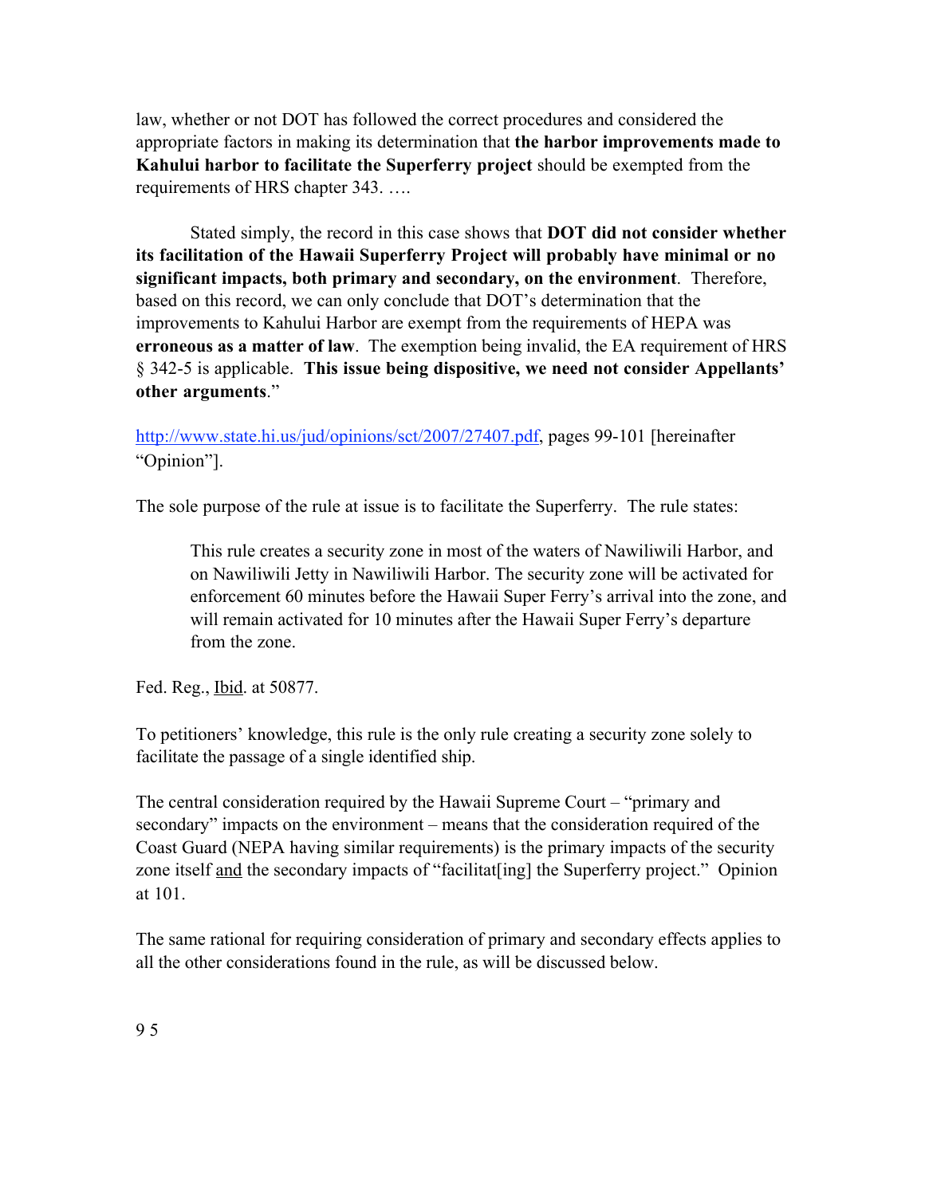law, whether or not DOT has followed the correct procedures and considered the appropriate factors in making its determination that **the harbor improvements made to Kahului harbor to facilitate the Superferry project** should be exempted from the requirements of HRS chapter 343. ….

Stated simply, the record in this case shows that **DOT did not consider whether its facilitation of the Hawaii Superferry Project will probably have minimal or no significant impacts, both primary and secondary, on the environment**. Therefore, based on this record, we can only conclude that DOT's determination that the improvements to Kahului Harbor are exempt from the requirements of HEPA was **erroneous as a matter of law**. The exemption being invalid, the EA requirement of HRS § 342-5 is applicable. **This issue being dispositive, we need not consider Appellants' other arguments**."

http://www.state.hi.us/jud/opinions/sct/2007/27407.pdf, pages 99-101 [hereinafter "Opinion"].

The sole purpose of the rule at issue is to facilitate the Superferry. The rule states:

> This rule creates a security zone in most of the waters of Nawiliwili Harbor, and on Nawiliwili Jetty in Nawiliwili Harbor. The security zone will be activated for enforcement 60 minutes before the Hawaii Super Ferry's arrival into the zone, and will remain activated for 10 minutes after the Hawaii Super Ferry's departure from the zone.

Fed. Reg., Ibid. at 50877.

To petitioners' knowledge, this rule is the only rule creating a security zone solely to facilitate the passage of a single identified ship.

The central consideration required by the Hawaii Supreme Court – "primary and secondary" impacts on the environment – means that the consideration required of the Coast Guard (NEPA having similar requirements) is the primary impacts of the security zone itself and the secondary impacts of "facilitat[ing] the Superferry project." Opinion at 101.

The same rational for requiring consideration of primary and secondary effects applies to all the other considerations found in the rule, as will be discussed below.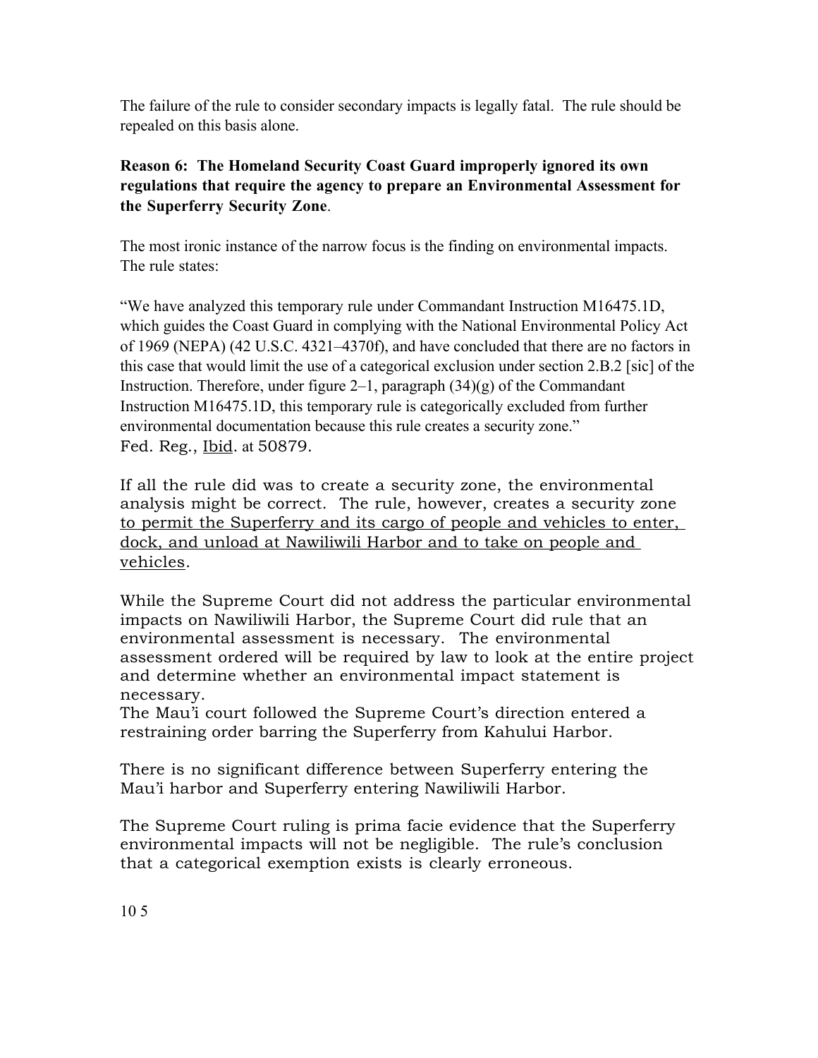The failure of the rule to consider secondary impacts is legally fatal. The rule should be repealed on this basis alone.

**Reason 6: The Homeland Security Coast Guard improperly ignored its own regulations that require the agency to prepare an Environmental Assessment for the Superferry Security Zone**.

The most ironic instance of the narrow focus is the finding on environmental impacts. The rule states:

"We have analyzed this temporary rule under Commandant Instruction M16475.1D, which guides the Coast Guard in complying with the National Environmental Policy Act of 1969 (NEPA) (42 U.S.C. 4321–4370f), and have concluded that there are no factors in this case that would limit the use of a categorical exclusion under section 2.B.2 [sic] of the Instruction. Therefore, under figure 2–1, paragraph (34)(g) of the Commandant Instruction M16475.1D, this temporary rule is categorically excluded from further environmental documentation because this rule creates a security zone." Fed. Reg., <u>Ibid</u>. at 50879.

If all the rule did was to create a security zone, the environmental analysis might be correct. The rule, however, creates a security zone <u>to permit the Superferry and its cargo of people and vehicles to enter, dock, and unload at Nawiliwili Harbor and to take on people and vehicles</u>.

While the Supreme Court did not address the particular environmental impacts on Nawiliwili Harbor, the Supreme Court did rule that an environmental assessment is necessary. The environmental assessment ordered will be required by law to look at the entire project and determine whether an environmental impact statement is necessary.
The Mau'i court followed the Supreme Court's direction entered a restraining order barring the Superferry from Kahului Harbor.

There is no significant difference between Superferry entering the Mau'i harbor and Superferry entering Nawiliwili Harbor.

The Supreme Court ruling is prima facie evidence that the Superferry environmental impacts will not be negligible. The rule's conclusion that a categorical exemption exists is clearly erroneous.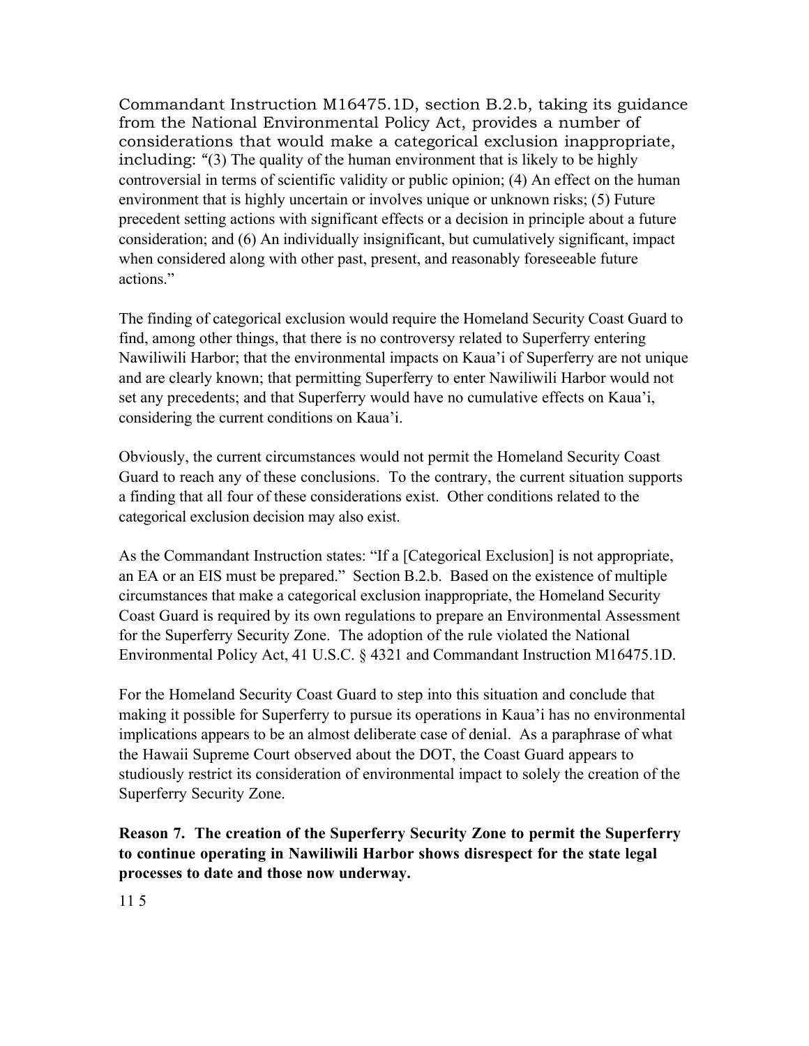Commandant Instruction M16475.1D, section B.2.b, taking its guidance from the National Environmental Policy Act, provides a number of considerations that would make a categorical exclusion inappropriate, including: "(3) The quality of the human environment that is likely to be highly controversial in terms of scientific validity or public opinion; (4) An effect on the human environment that is highly uncertain or involves unique or unknown risks; (5) Future precedent setting actions with significant effects or a decision in principle about a future consideration; and (6) An individually insignificant, but cumulatively significant, impact when considered along with other past, present, and reasonably foreseeable future actions."

The finding of categorical exclusion would require the Homeland Security Coast Guard to find, among other things, that there is no controversy related to Superferry entering Nawiliwili Harbor; that the environmental impacts on Kaua'i of Superferry are not unique and are clearly known; that permitting Superferry to enter Nawiliwili Harbor would not set any precedents; and that Superferry would have no cumulative effects on Kaua'i, considering the current conditions on Kaua'i.

Obviously, the current circumstances would not permit the Homeland Security Coast Guard to reach any of these conclusions. To the contrary, the current situation supports a finding that all four of these considerations exist. Other conditions related to the categorical exclusion decision may also exist.

As the Commandant Instruction states: "If a [Categorical Exclusion] is not appropriate, an EA or an EIS must be prepared." Section B.2.b. Based on the existence of multiple circumstances that make a categorical exclusion inappropriate, the Homeland Security Coast Guard is required by its own regulations to prepare an Environmental Assessment for the Superferry Security Zone. The adoption of the rule violated the National Environmental Policy Act, 41 U.S.C. § 4321 and Commandant Instruction M16475.1D.

For the Homeland Security Coast Guard to step into this situation and conclude that making it possible for Superferry to pursue its operations in Kaua'i has no environmental implications appears to be an almost deliberate case of denial. As a paraphrase of what the Hawaii Supreme Court observed about the DOT, the Coast Guard appears to studiously restrict its consideration of environmental impact to solely the creation of the Superferry Security Zone.

**Reason 7. The creation of the Superferry Security Zone to permit the Superferry to continue operating in Nawiliwili Harbor shows disrespect for the state legal processes to date and those now underway.**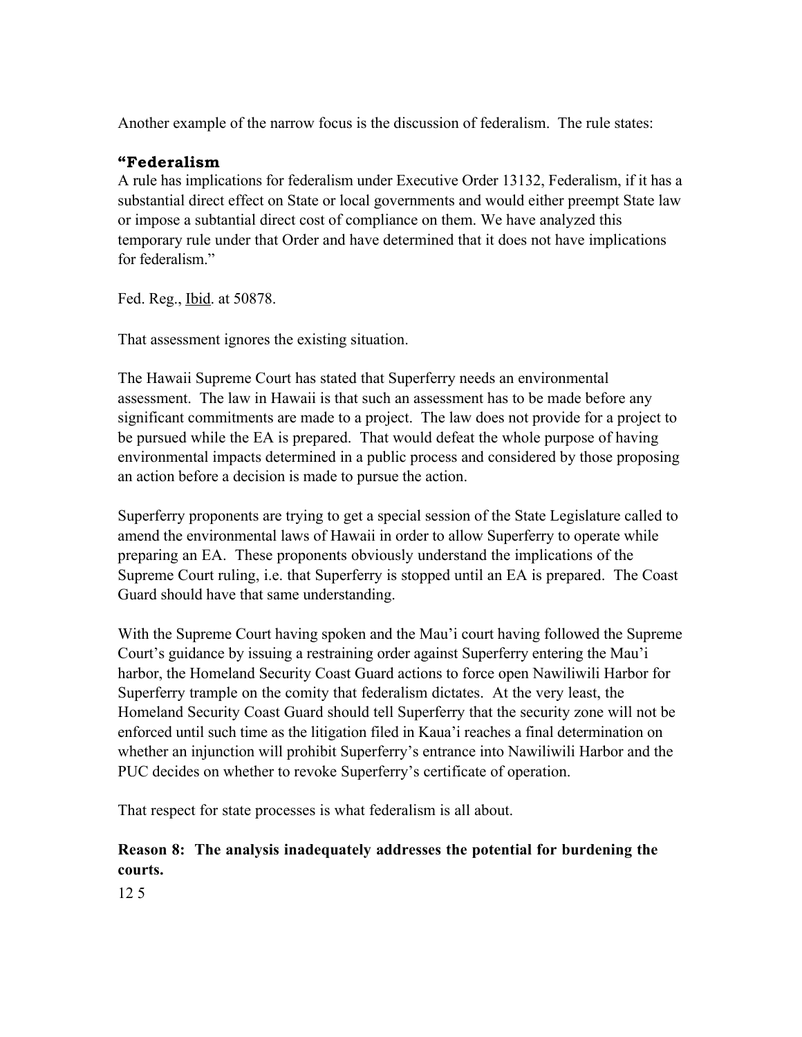Another example of the narrow focus is the discussion of federalism. The rule states:

**"Federalism**
A rule has implications for federalism under Executive Order 13132, Federalism, if it has a substantial direct effect on State or local governments and would either preempt State law or impose a subtantial direct cost of compliance on them. We have analyzed this temporary rule under that Order and have determined that it does not have implications for federalism."

Fed. Reg., Ibid. at 50878.

That assessment ignores the existing situation.

The Hawaii Supreme Court has stated that Superferry needs an environmental assessment. The law in Hawaii is that such an assessment has to be made before any significant commitments are made to a project. The law does not provide for a project to be pursued while the EA is prepared. That would defeat the whole purpose of having environmental impacts determined in a public process and considered by those proposing an action before a decision is made to pursue the action.

Superferry proponents are trying to get a special session of the State Legislature called to amend the environmental laws of Hawaii in order to allow Superferry to operate while preparing an EA. These proponents obviously understand the implications of the Supreme Court ruling, i.e. that Superferry is stopped until an EA is prepared. The Coast Guard should have that same understanding.

With the Supreme Court having spoken and the Mau'i court having followed the Supreme Court's guidance by issuing a restraining order against Superferry entering the Mau'i harbor, the Homeland Security Coast Guard actions to force open Nawiliwili Harbor for Superferry trample on the comity that federalism dictates. At the very least, the Homeland Security Coast Guard should tell Superferry that the security zone will not be enforced until such time as the litigation filed in Kaua'i reaches a final determination on whether an injunction will prohibit Superferry's entrance into Nawiliwili Harbor and the PUC decides on whether to revoke Superferry's certificate of operation.

That respect for state processes is what federalism is all about.

**Reason 8: The analysis inadequately addresses the potential for burdening the courts.**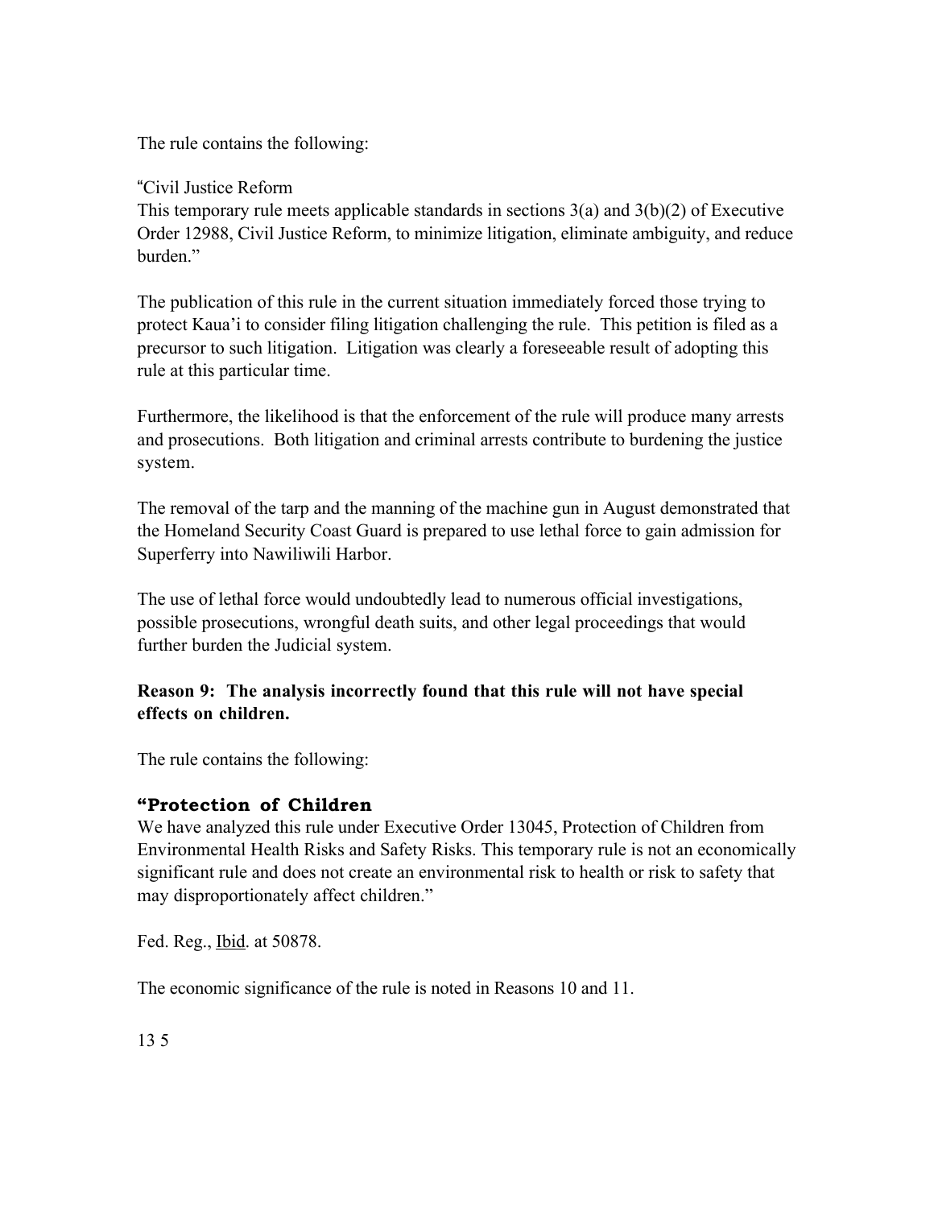The rule contains the following:

"Civil Justice Reform
This temporary rule meets applicable standards in sections 3(a) and 3(b)(2) of Executive Order 12988, Civil Justice Reform, to minimize litigation, eliminate ambiguity, and reduce burden."

The publication of this rule in the current situation immediately forced those trying to protect Kaua'i to consider filing litigation challenging the rule. This petition is filed as a precursor to such litigation. Litigation was clearly a foreseeable result of adopting this rule at this particular time.

Furthermore, the likelihood is that the enforcement of the rule will produce many arrests and prosecutions. Both litigation and criminal arrests contribute to burdening the justice system.

The removal of the tarp and the manning of the machine gun in August demonstrated that the Homeland Security Coast Guard is prepared to use lethal force to gain admission for Superferry into Nawiliwili Harbor.

The use of lethal force would undoubtedly lead to numerous official investigations, possible prosecutions, wrongful death suits, and other legal proceedings that would further burden the Judicial system.

**Reason 9: The analysis incorrectly found that this rule will not have special effects on children.**

The rule contains the following:

**"Protection of Children**
We have analyzed this rule under Executive Order 13045, Protection of Children from Environmental Health Risks and Safety Risks. This temporary rule is not an economically significant rule and does not create an environmental risk to health or risk to safety that may disproportionately affect children."

Fed. Reg., Ibid. at 50878.

The economic significance of the rule is noted in Reasons 10 and 11.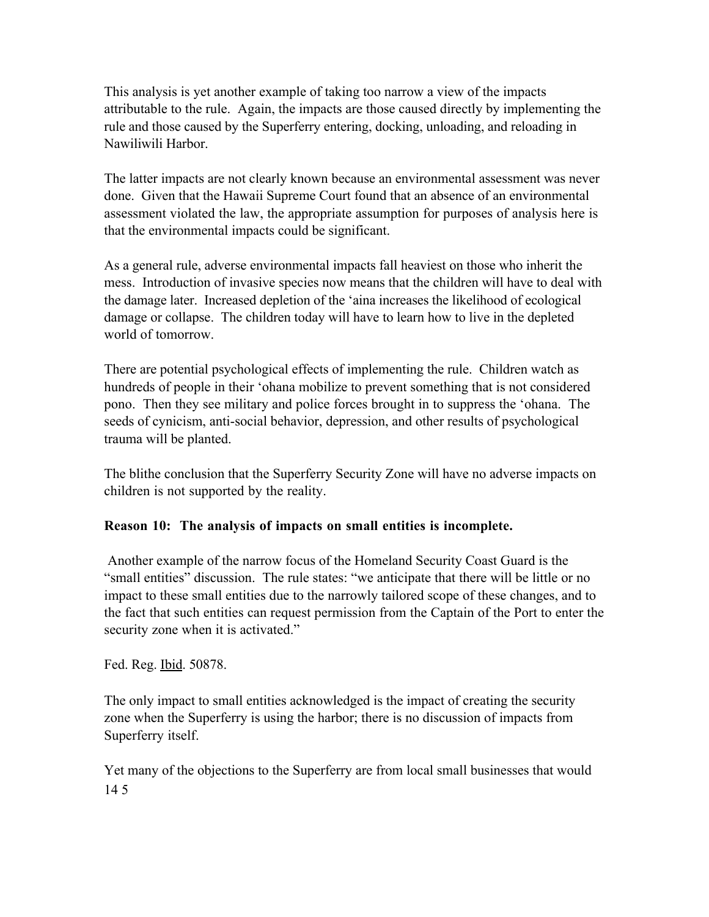This analysis is yet another example of taking too narrow a view of the impacts attributable to the rule. Again, the impacts are those caused directly by implementing the rule and those caused by the Superferry entering, docking, unloading, and reloading in Nawiliwili Harbor.

The latter impacts are not clearly known because an environmental assessment was never done. Given that the Hawaii Supreme Court found that an absence of an environmental assessment violated the law, the appropriate assumption for purposes of analysis here is that the environmental impacts could be significant.

As a general rule, adverse environmental impacts fall heaviest on those who inherit the mess. Introduction of invasive species now means that the children will have to deal with the damage later. Increased depletion of the ‘aina increases the likelihood of ecological damage or collapse. The children today will have to learn how to live in the depleted world of tomorrow.

There are potential psychological effects of implementing the rule. Children watch as hundreds of people in their ‘ohana mobilize to prevent something that is not considered pono. Then they see military and police forces brought in to suppress the ‘ohana. The seeds of cynicism, anti-social behavior, depression, and other results of psychological trauma will be planted.

The blithe conclusion that the Superferry Security Zone will have no adverse impacts on children is not supported by the reality.

**Reason 10: The analysis of impacts on small entities is incomplete.**

Another example of the narrow focus of the Homeland Security Coast Guard is the “small entities” discussion. The rule states: “we anticipate that there will be little or no impact to these small entities due to the narrowly tailored scope of these changes, and to the fact that such entities can request permission from the Captain of the Port to enter the security zone when it is activated.”

Fed. Reg. Ibid. 50878.

The only impact to small entities acknowledged is the impact of creating the security zone when the Superferry is using the harbor; there is no discussion of impacts from Superferry itself.

Yet many of the objections to the Superferry are from local small businesses that would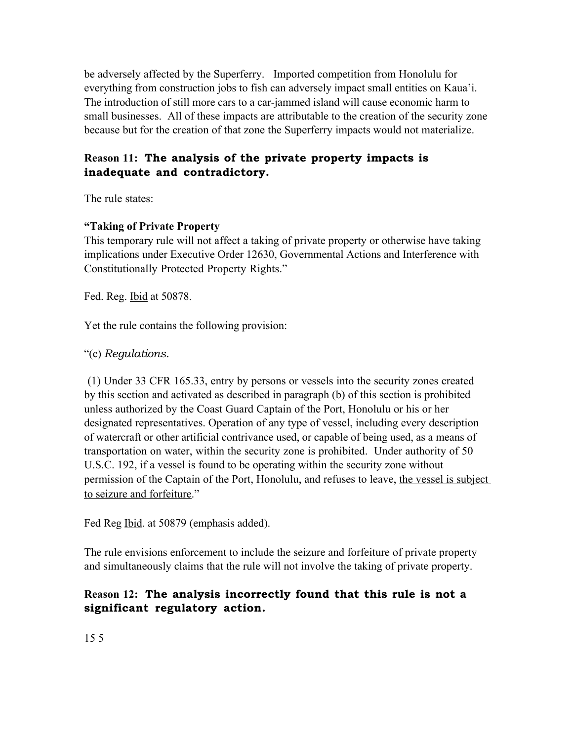be adversely affected by the Superferry. Imported competition from Honolulu for everything from construction jobs to fish can adversely impact small entities on Kaua'i. The introduction of still more cars to a car-jammed island will cause economic harm to small businesses. All of these impacts are attributable to the creation of the security zone because but for the creation of that zone the Superferry impacts would not materialize.

### Reason 11: The analysis of the private property impacts is inadequate and contradictory.

The rule states:

**"Taking of Private Property**
This temporary rule will not affect a taking of private property or otherwise have taking implications under Executive Order 12630, Governmental Actions and Interference with Constitutionally Protected Property Rights."

Fed. Reg. Ibid at 50878.

Yet the rule contains the following provision:

"(c) *Regulations.*

(1) Under 33 CFR 165.33, entry by persons or vessels into the security zones created by this section and activated as described in paragraph (b) of this section is prohibited unless authorized by the Coast Guard Captain of the Port, Honolulu or his or her designated representatives. Operation of any type of vessel, including every description of watercraft or other artificial contrivance used, or capable of being used, as a means of transportation on water, within the security zone is prohibited. Under authority of 50 U.S.C. 192, if a vessel is found to be operating within the security zone without permission of the Captain of the Port, Honolulu, and refuses to leave, the vessel is subject to seizure and forfeiture."

Fed Reg Ibid. at 50879 (emphasis added).

The rule envisions enforcement to include the seizure and forfeiture of private property and simultaneously claims that the rule will not involve the taking of private property.

### Reason 12: The analysis incorrectly found that this rule is not a significant regulatory action.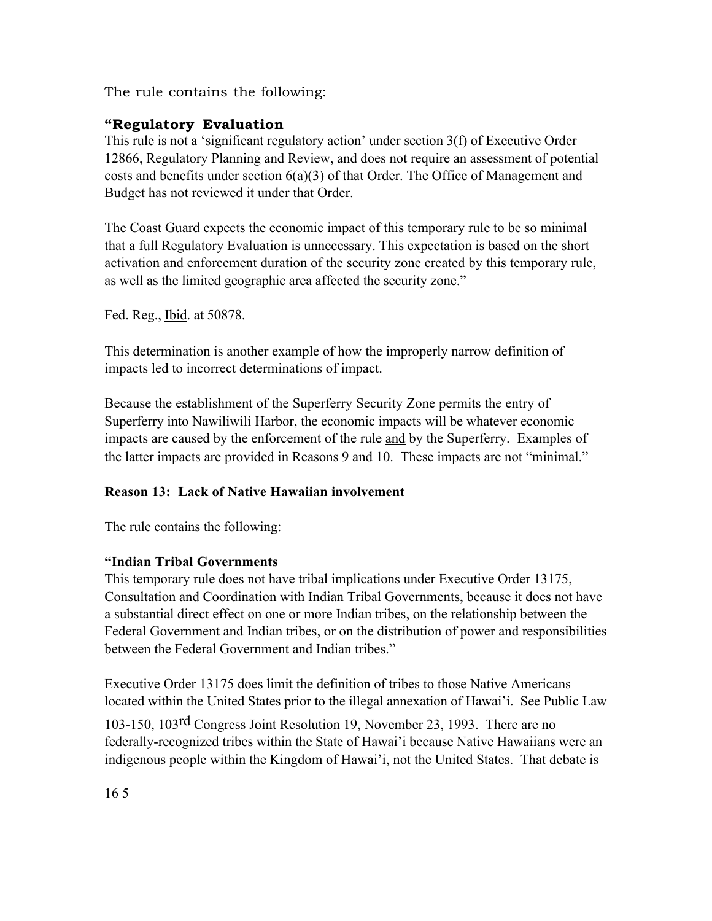The rule contains the following:

**“Regulatory Evaluation**
This rule is not a ‘significant regulatory action’ under section 3(f) of Executive Order 12866, Regulatory Planning and Review, and does not require an assessment of potential costs and benefits under section 6(a)(3) of that Order. The Office of Management and Budget has not reviewed it under that Order.

The Coast Guard expects the economic impact of this temporary rule to be so minimal that a full Regulatory Evaluation is unnecessary. This expectation is based on the short activation and enforcement duration of the security zone created by this temporary rule, as well as the limited geographic area affected the security zone.”

Fed. Reg., Ibid. at 50878.

This determination is another example of how the improperly narrow definition of impacts led to incorrect determinations of impact.

Because the establishment of the Superferry Security Zone permits the entry of Superferry into Nawiliwili Harbor, the economic impacts will be whatever economic impacts are caused by the enforcement of the rule and by the Superferry. Examples of the latter impacts are provided in Reasons 9 and 10. These impacts are not “minimal.”

**Reason 13: Lack of Native Hawaiian involvement**

The rule contains the following:

**“Indian Tribal Governments**
This temporary rule does not have tribal implications under Executive Order 13175, Consultation and Coordination with Indian Tribal Governments, because it does not have a substantial direct effect on one or more Indian tribes, on the relationship between the Federal Government and Indian tribes, or on the distribution of power and responsibilities between the Federal Government and Indian tribes.”

Executive Order 13175 does limit the definition of tribes to those Native Americans located within the United States prior to the illegal annexation of Hawai’i. See Public Law 103-150, 103rd Congress Joint Resolution 19, November 23, 1993. There are no federally-recognized tribes within the State of Hawai’i because Native Hawaiians were an indigenous people within the Kingdom of Hawai’i, not the United States. That debate is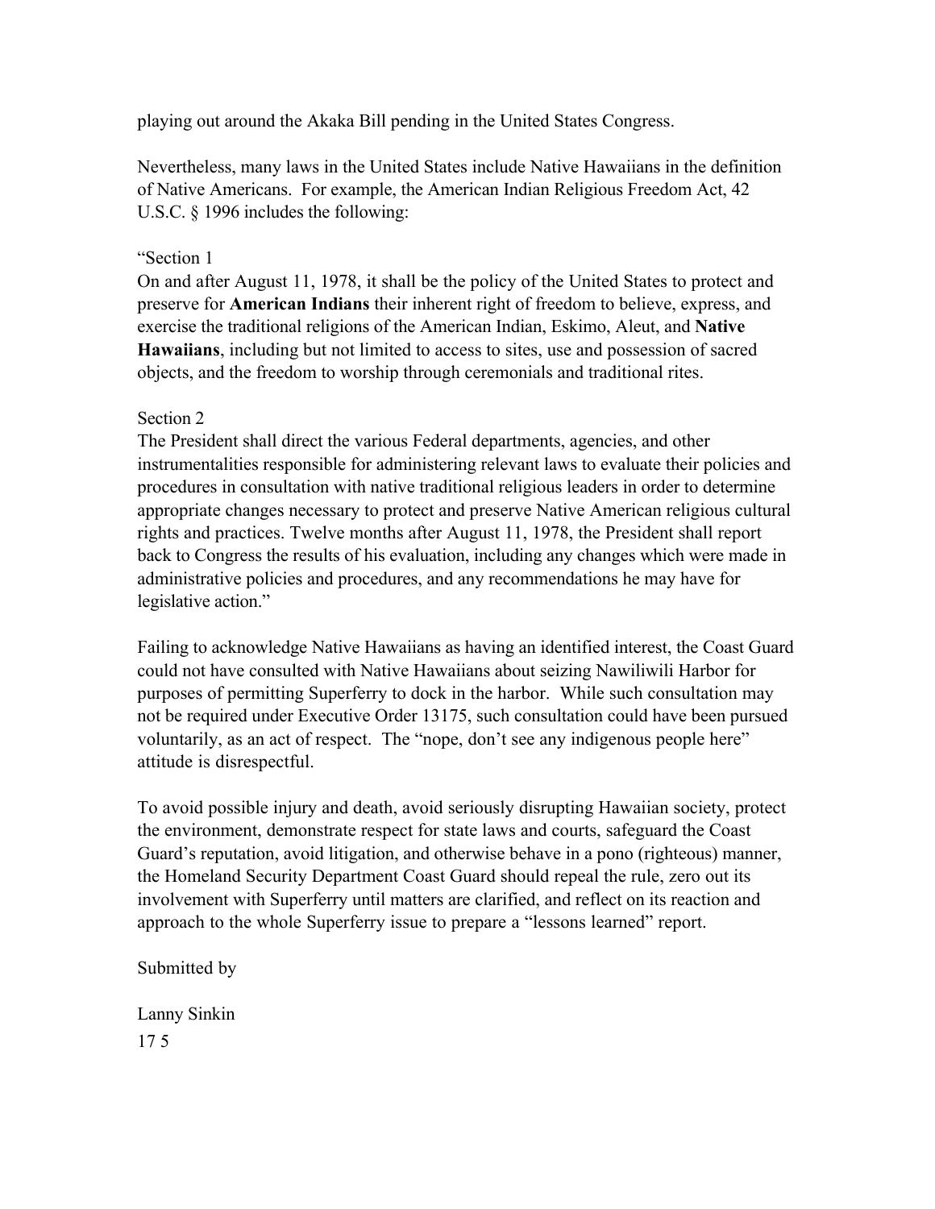playing out around the Akaka Bill pending in the United States Congress.

Nevertheless, many laws in the United States include Native Hawaiians in the definition of Native Americans. For example, the American Indian Religious Freedom Act, 42 U.S.C. § 1996 includes the following:

"Section 1
On and after August 11, 1978, it shall be the policy of the United States to protect and preserve for **American Indians** their inherent right of freedom to believe, express, and exercise the traditional religions of the American Indian, Eskimo, Aleut, and **Native Hawaiians**, including but not limited to access to sites, use and possession of sacred objects, and the freedom to worship through ceremonials and traditional rites.

Section 2
The President shall direct the various Federal departments, agencies, and other instrumentalities responsible for administering relevant laws to evaluate their policies and procedures in consultation with native traditional religious leaders in order to determine appropriate changes necessary to protect and preserve Native American religious cultural rights and practices. Twelve months after August 11, 1978, the President shall report back to Congress the results of his evaluation, including any changes which were made in administrative policies and procedures, and any recommendations he may have for legislative action."

Failing to acknowledge Native Hawaiians as having an identified interest, the Coast Guard could not have consulted with Native Hawaiians about seizing Nawiliwili Harbor for purposes of permitting Superferry to dock in the harbor. While such consultation may not be required under Executive Order 13175, such consultation could have been pursued voluntarily, as an act of respect. The "nope, don't see any indigenous people here" attitude is disrespectful.

To avoid possible injury and death, avoid seriously disrupting Hawaiian society, protect the environment, demonstrate respect for state laws and courts, safeguard the Coast Guard's reputation, avoid litigation, and otherwise behave in a pono (righteous) manner, the Homeland Security Department Coast Guard should repeal the rule, zero out its involvement with Superferry until matters are clarified, and reflect on its reaction and approach to the whole Superferry issue to prepare a "lessons learned" report.

Submitted by

Lanny Sinkin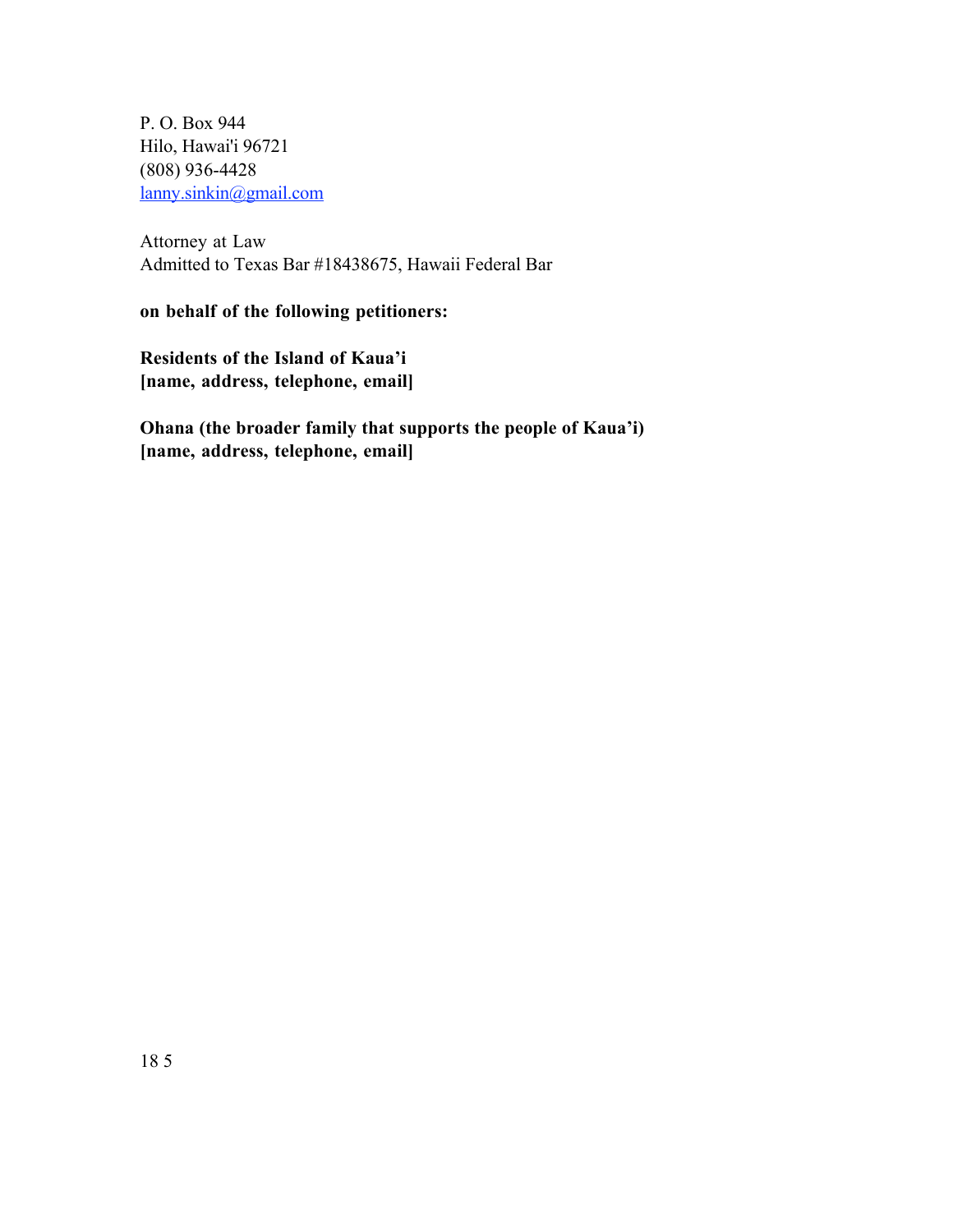P. O. Box 944
Hilo, Hawai'i 96721
(808) 936-4428
lanny.sinkin@gmail.com

Attorney at Law
Admitted to Texas Bar #18438675, Hawaii Federal Bar

**on behalf of the following petitioners:**

**Residents of the Island of Kaua'i**
**[name, address, telephone, email]**

**Ohana (the broader family that supports the people of Kaua'i)**
**[name, address, telephone, email]**